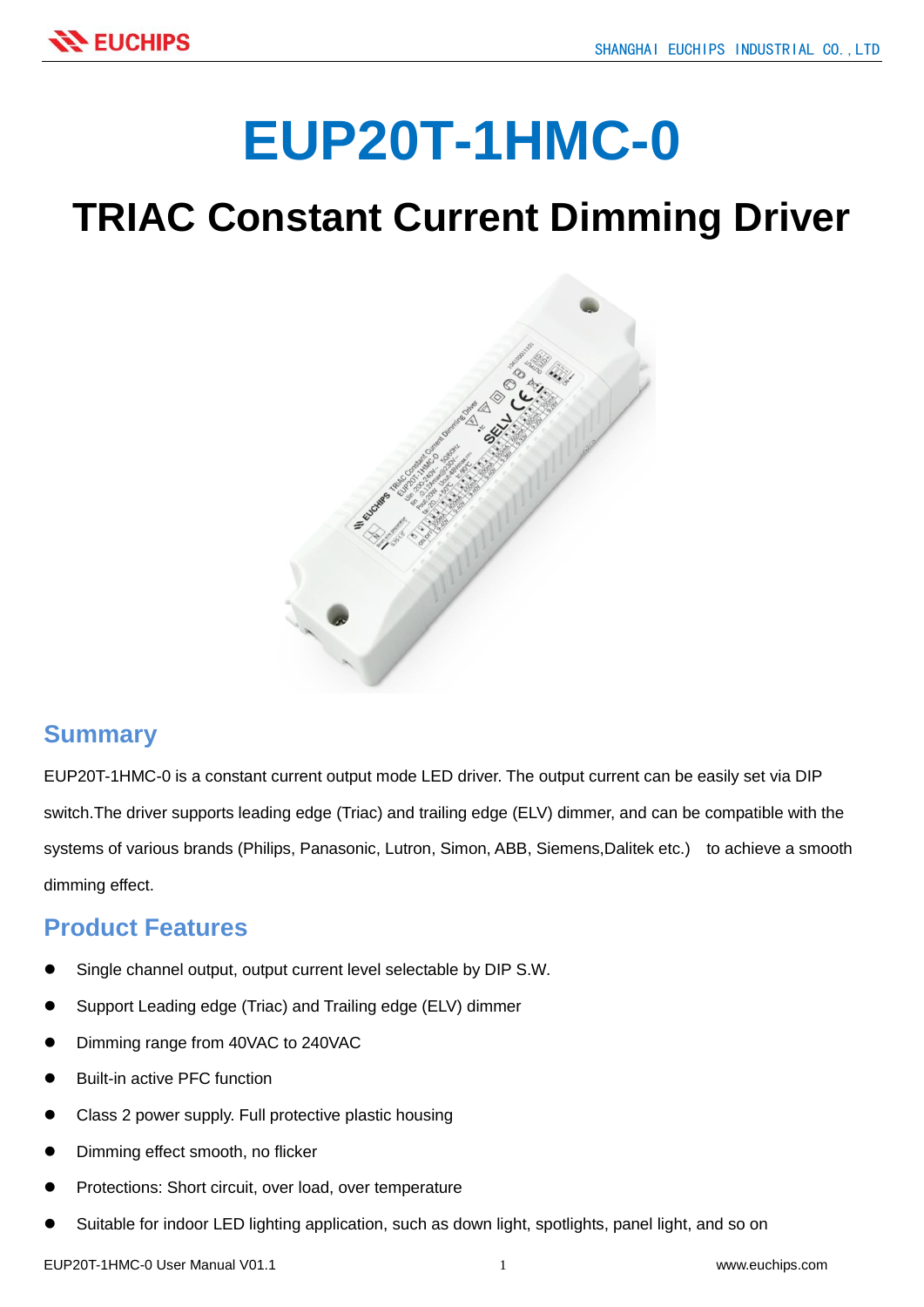# EUP20T-1HMC-0

## TRIAC Constant Current Dimming Driver

## Summary

EUP20T-1HMC-0 is a constant current output mode LED driver. The output current can be easily set via DIP switch.The driver supports leading edge (Triac) and trailing edge (ELV) dimmer, and can be compatible with the systems of various brands (Philips, Panasonic, Lutron, Simon, ABB, Siemens,Dalitek etc.)  to achieve a smooth dimming effect.

## Product Features

- Single channel output, output current level selectable by DIP S.W.
- Support Leading edge (Triac) and Trailing edge (ELV) dimmer
- Dimming range from 40VAC to 240VAC
- Built-in active PFC function
- Class 2 power supply. Full protective plastic housing
- Dimming effect smooth, no flicker
- Protections: Short circuit, over load, over temperature
- Suitable for indoor LED lighting application, such as down light, spotlights, panel light, and so on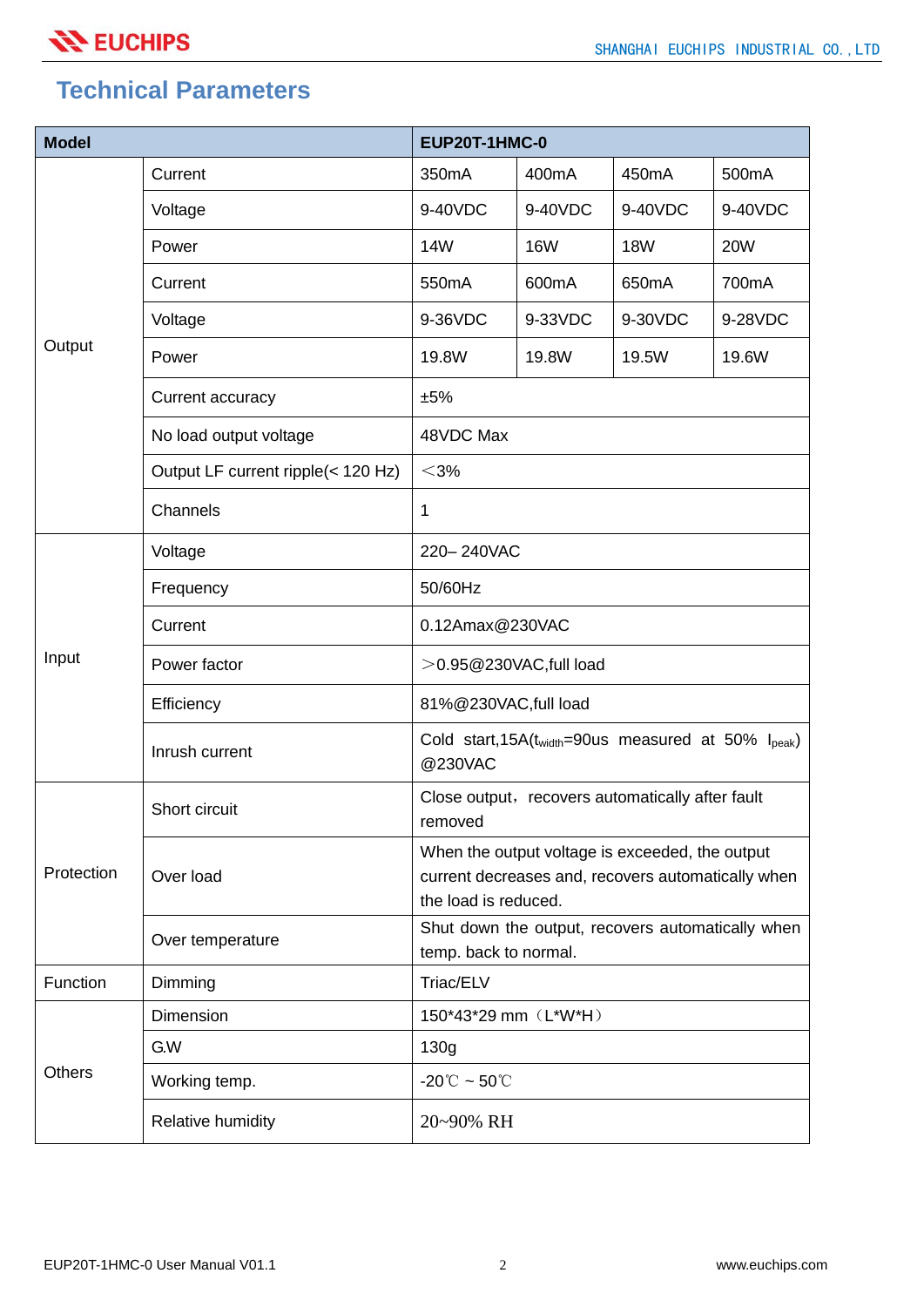## Technical Parameters

| Model | | EUP20T-1HMC-0 | | | |
|---|---|---|---|---|---|
| Output | Current | 350mA | 400mA | 450mA | 500mA |
| | Voltage | 9-40VDC | 9-40VDC | 9-40VDC | 9-40VDC |
| | Power | 14W | 16W | 18W | 20W |
| | Current | 550mA | 600mA | 650mA | 700mA |
| | Voltage | 9-36VDC | 9-33VDC | 9-30VDC | 9-28VDC |
| | Power | 19.8W | 19.8W | 19.5W | 19.6W |
| | Current accuracy | ±5% | | | |
| | No load output voltage | 48VDC Max | | | |
| | Output LF current ripple(< 120 Hz) | ＜3% | | | |
| | Channels | 1 | | | |
| Input | Voltage | 220– 240VAC | | | |
| | Frequency | 50/60Hz | | | |
| | Current | 0.12Amax@230VAC | | | |
| | Power factor | ＞0.95@230VAC,full load | | | |
| | Efficiency | 81%@230VAC,full load | | | |
| | Inrush current | Cold start,15A($t_{width}$=90us measured at 50% $I_{peak}$) @230VAC | | | |
| Protection | Short circuit | Close output，recovers automatically after fault removed | | | |
| | Over load | When the output voltage is exceeded, the output current decreases and, recovers automatically when the load is reduced. | | | |
| | Over temperature | Shut down the output, recovers automatically when temp. back to normal. | | | |
| Function | Dimming | Triac/ELV | | | |
| Others | Dimension | 150*43*29 mm（L*W*H） | | | |
| | G.W | 130g | | | |
| | Working temp. | -20℃ ~ 50℃ | | | |
| | Relative humidity | 20~90% RH | | | |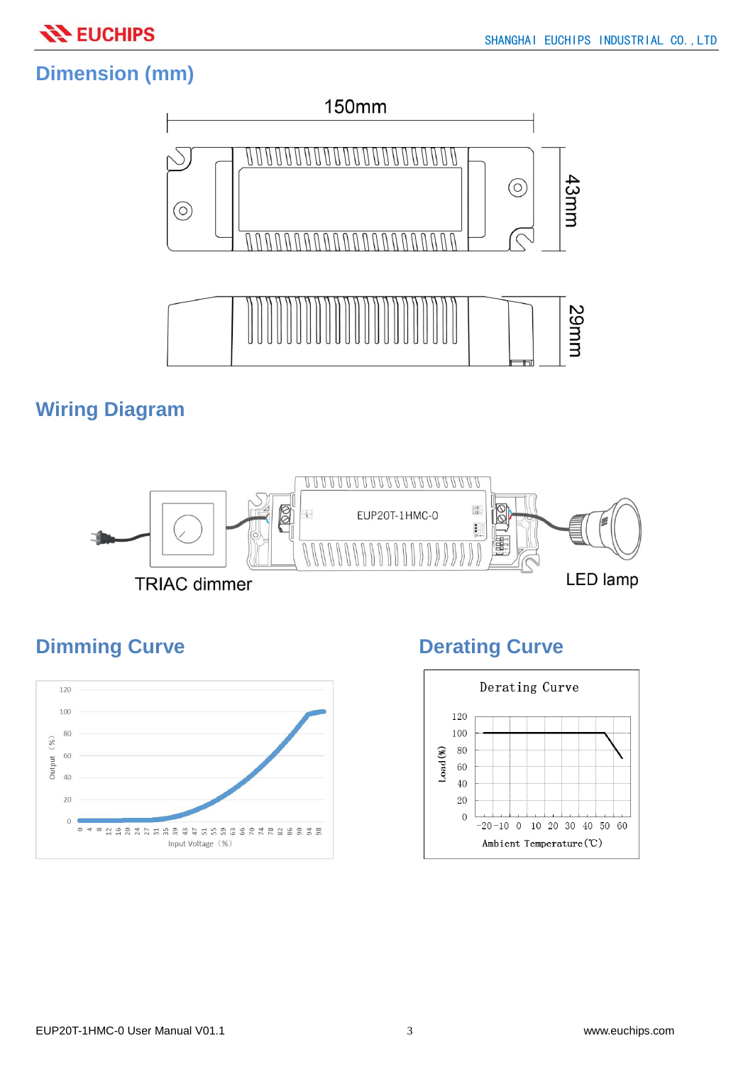## Dimension (mm)

150mm

43mm

29mm

## Wiring Diagram

EUP20T-1HMC-0

TRIAC dimmer

LED lamp

## Dimming Curve

## Derating Curve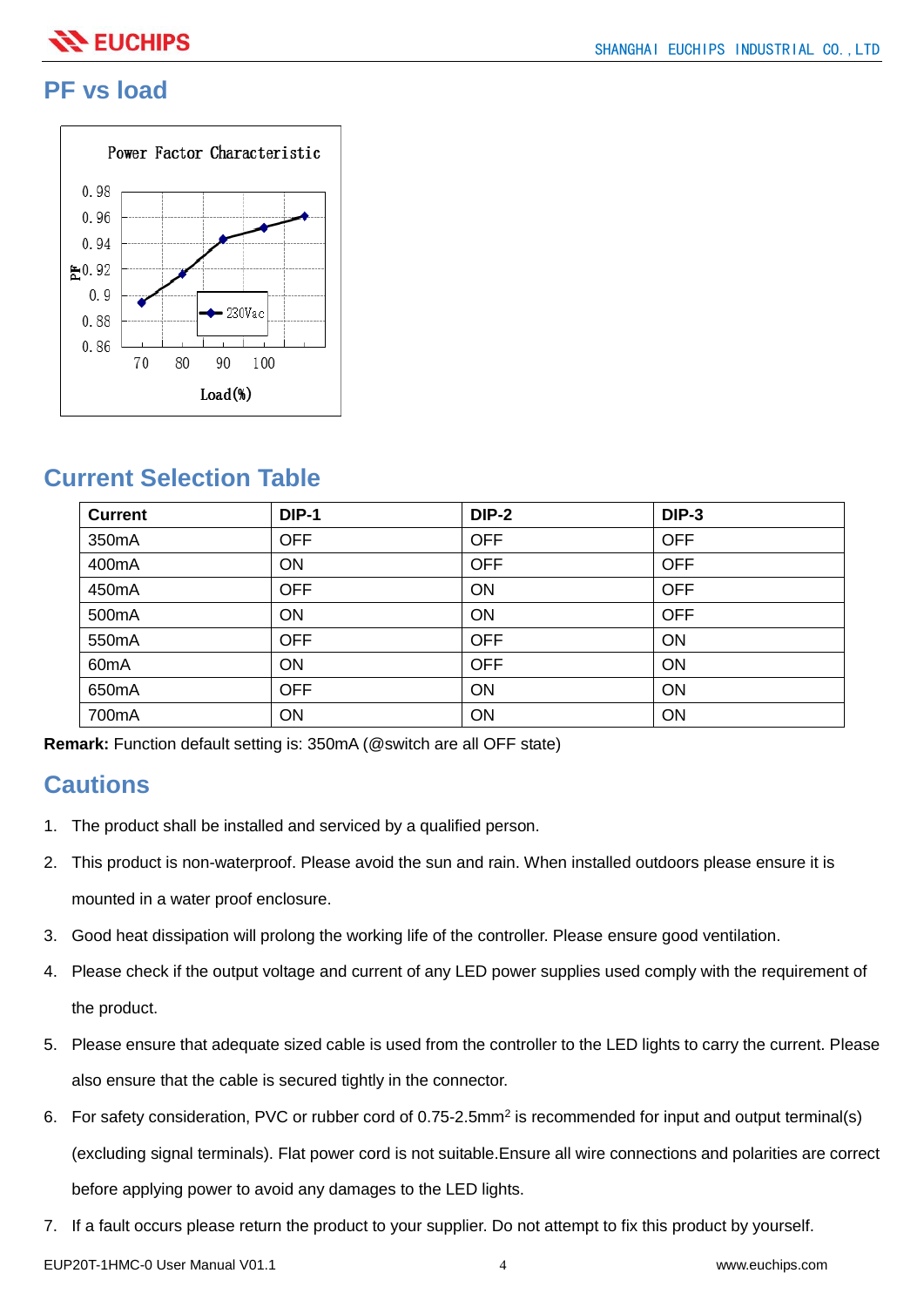## PF vs load

Power Factor Characteristic

PF

0.98
0.96
0.94
0.92
0.9
0.88
0.86

70 80 90 100

Load(%)

230Vac

## Current Selection Table

| Current | DIP-1 | DIP-2 | DIP-3 |
|---|---|---|---|
| 350mA | OFF | OFF | OFF |
| 400mA | ON | OFF | OFF |
| 450mA | OFF | ON | OFF |
| 500mA | ON | ON | OFF |
| 550mA | OFF | OFF | ON |
| 60mA | ON | OFF | ON |
| 650mA | OFF | ON | ON |
| 700mA | ON | ON | ON |

**Remark:** Function default setting is: 350mA (@switch are all OFF state)

## Cautions

1. The product shall be installed and serviced by a qualified person.
2. This product is non-waterproof. Please avoid the sun and rain. When installed outdoors please ensure it is mounted in a water proof enclosure.
3. Good heat dissipation will prolong the working life of the controller. Please ensure good ventilation.
4. Please check if the output voltage and current of any LED power supplies used comply with the requirement of the product.
5. Please ensure that adequate sized cable is used from the controller to the LED lights to carry the current. Please also ensure that the cable is secured tightly in the connector.
6. For safety consideration, PVC or rubber cord of 0.75-2.5mm$^2$ is recommended for input and output terminal(s) (excluding signal terminals). Flat power cord is not suitable.Ensure all wire connections and polarities are correct before applying power to avoid any damages to the LED lights.
7. If a fault occurs please return the product to your supplier. Do not attempt to fix this product by yourself.